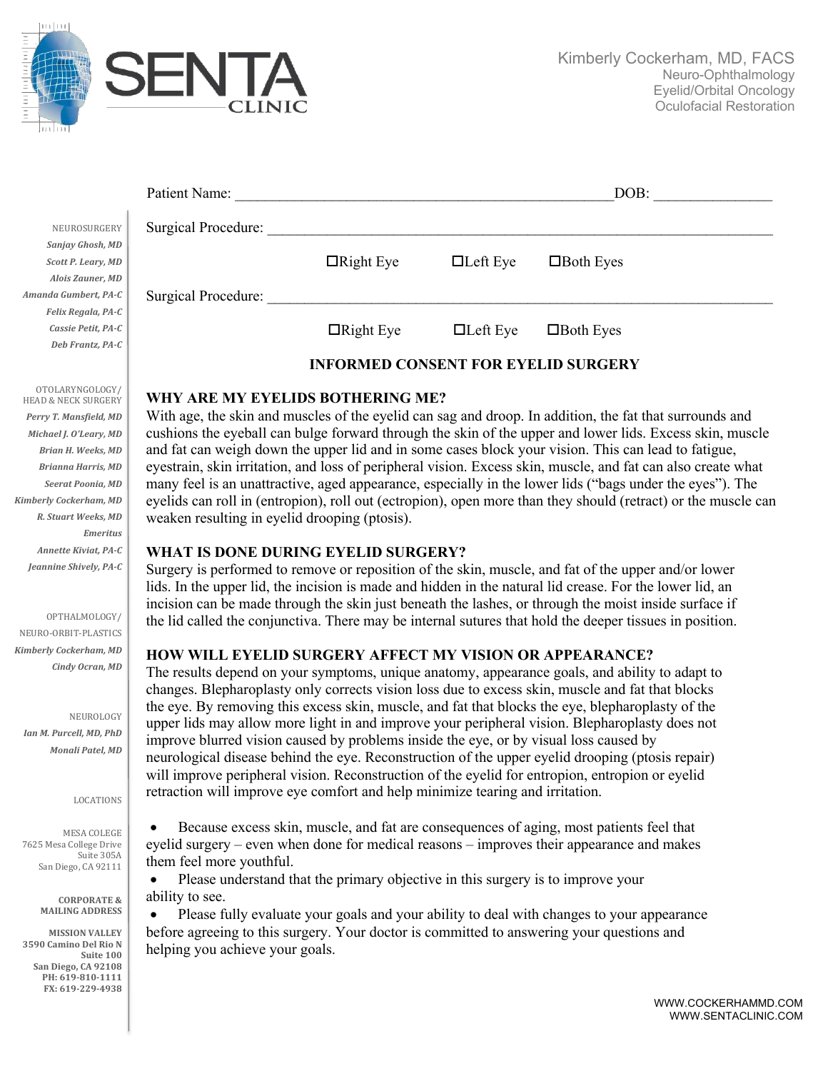SENTA CLINIC

Kimberly Cockerham, MD, FACS
Neuro-Ophthalmology
Eyelid/Orbital Oncology
Oculofacial Restoration

NEUROSURGERY
*Sanjay Ghosh, MD*
*Scott P. Leary, MD*
*Alois Zauner, MD*
*Amanda Gumbert, PA-C*
*Felix Regala, PA-C*
*Cassie Petit, PA-C*
*Deb Frantz, PA-C*

OTOLARYNGOLOGY/
HEAD & NECK SURGERY
*Perry T. Mansfield, MD*
*Michael J. O'Leary, MD*
*Brian H. Weeks, MD*
*Brianna Harris, MD*
*Seerat Poonia, MD*
*Kimberly Cockerham, MD*
*R. Stuart Weeks, MD*
*Emeritus*
*Annette Kiviat, PA-C*
*Jeannine Shively, PA-C*

OPTHALMOLOGY/
NEURO-ORBIT-PLASTICS
*Kimberly Cockerham, MD*
*Cindy Ocran, MD*

NEUROLOGY
*Ian M. Purcell, MD, PhD*
*Monali Patel, MD*

LOCATIONS

MESA COLEGE
7625 Mesa College Drive
Suite 305A
San Diego, CA 92111

**CORPORATE & MAILING ADDRESS**

**MISSION VALLEY**
**3590 Camino Del Rio N**
**Suite 100**
**San Diego, CA 92108**
**PH: 619-810-1111**
**FX: 619-229-4938**

Patient Name: ___________________________________________________DOB: _______________

Surgical Procedure: ____________________________________________________________________

☐Right Eye ☐Left Eye ☐Both Eyes

Surgical Procedure: ____________________________________________________________________

☐Right Eye ☐Left Eye ☐Both Eyes

## INFORMED CONSENT FOR EYELID SURGERY

### WHY ARE MY EYELIDS BOTHERING ME?

With age, the skin and muscles of the eyelid can sag and droop. In addition, the fat that surrounds and cushions the eyeball can bulge forward through the skin of the upper and lower lids. Excess skin, muscle and fat can weigh down the upper lid and in some cases block your vision. This can lead to fatigue, eyestrain, skin irritation, and loss of peripheral vision. Excess skin, muscle, and fat can also create what many feel is an unattractive, aged appearance, especially in the lower lids ("bags under the eyes"). The eyelids can roll in (entropion), roll out (ectropion), open more than they should (retract) or the muscle can weaken resulting in eyelid drooping (ptosis).

### WHAT IS DONE DURING EYELID SURGERY?

Surgery is performed to remove or reposition of the skin, muscle, and fat of the upper and/or lower lids. In the upper lid, the incision is made and hidden in the natural lid crease. For the lower lid, an incision can be made through the skin just beneath the lashes, or through the moist inside surface if the lid called the conjunctiva. There may be internal sutures that hold the deeper tissues in position.

### HOW WILL EYELID SURGERY AFFECT MY VISION OR APPEARANCE?

The results depend on your symptoms, unique anatomy, appearance goals, and ability to adapt to changes. Blepharoplasty only corrects vision loss due to excess skin, muscle and fat that blocks the eye. By removing this excess skin, muscle, and fat that blocks the eye, blepharoplasty of the upper lids may allow more light in and improve your peripheral vision. Blepharoplasty does not improve blurred vision caused by problems inside the eye, or by visual loss caused by neurological disease behind the eye. Reconstruction of the upper eyelid drooping (ptosis repair) will improve peripheral vision. Reconstruction of the eyelid for entropion, entropion or eyelid retraction will improve eye comfort and help minimize tearing and irritation.

- Because excess skin, muscle, and fat are consequences of aging, most patients feel that eyelid surgery – even when done for medical reasons – improves their appearance and makes them feel more youthful.
- Please understand that the primary objective in this surgery is to improve your ability to see.
- Please fully evaluate your goals and your ability to deal with changes to your appearance before agreeing to this surgery. Your doctor is committed to answering your questions and helping you achieve your goals.

WWW.COCKERHAMMD.COM
WWW.SENTACLINIC.COM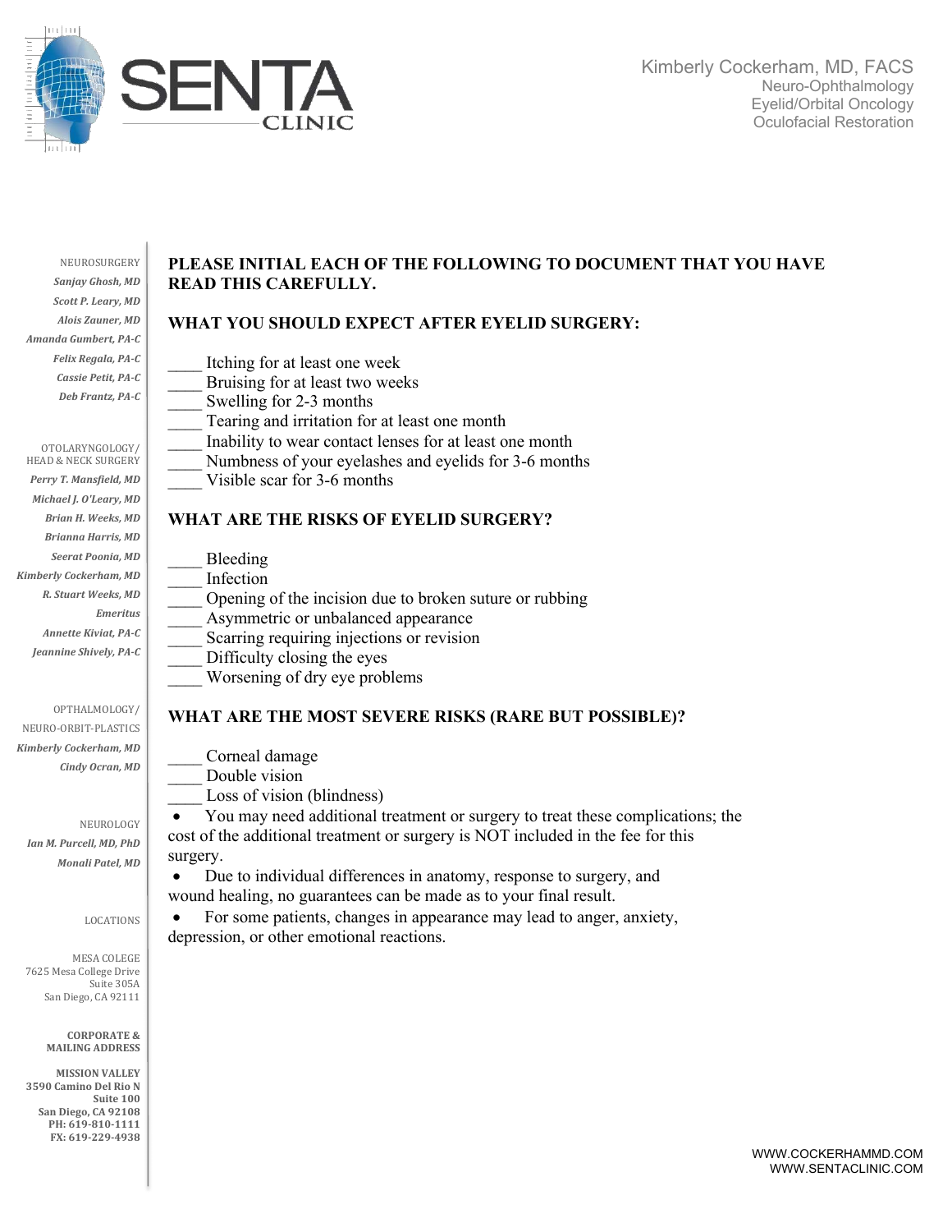Kimberly Cockerham, MD, FACS
Neuro-Ophthalmology
Eyelid/Orbital Oncology
Oculofacial Restoration

NEUROSURGERY
*Sanjay Ghosh, MD*
*Scott P. Leary, MD*
*Alois Zauner, MD*
*Amanda Gumbert, PA-C*
*Felix Regala, PA-C*
*Cassie Petit, PA-C*
*Deb Frantz, PA-C*

OTOLARYNGOLOGY/
HEAD & NECK SURGERY
*Perry T. Mansfield, MD*
*Michael J. O'Leary, MD*
*Brian H. Weeks, MD*
*Brianna Harris, MD*
*Seerat Poonia, MD*
*Kimberly Cockerham, MD*
*R. Stuart Weeks, MD*
*Emeritus*
*Annette Kiviat, PA-C*
*Jeannine Shively, PA-C*

OPTHALMOLOGY/
NEURO-ORBIT-PLASTICS
*Kimberly Cockerham, MD*
*Cindy Ocran, MD*

NEUROLOGY
*Ian M. Purcell, MD, PhD*
*Monali Patel, MD*

LOCATIONS

MESA COLLEGE
7625 Mesa College Drive
Suite 305A
San Diego, CA 92111

**CORPORATE & MAILING ADDRESS**

**MISSION VALLEY**
**3590 Camino Del Rio N**
**Suite 100**
**San Diego, CA 92108**
**PH: 619-810-1111**
**FX: 619-229-4938**

**PLEASE INITIAL EACH OF THE FOLLOWING TO DOCUMENT THAT YOU HAVE READ THIS CAREFULLY.**

**WHAT YOU SHOULD EXPECT AFTER EYELID SURGERY:**

____ Itching for at least one week
____ Bruising for at least two weeks
____ Swelling for 2-3 months
____ Tearing and irritation for at least one month
____ Inability to wear contact lenses for at least one month
____ Numbness of your eyelashes and eyelids for 3-6 months
____ Visible scar for 3-6 months

**WHAT ARE THE RISKS OF EYELID SURGERY?**

____ Bleeding
____ Infection
____ Opening of the incision due to broken suture or rubbing
____ Asymmetric or unbalanced appearance
____ Scarring requiring injections or revision
____ Difficulty closing the eyes
____ Worsening of dry eye problems

**WHAT ARE THE MOST SEVERE RISKS (RARE BUT POSSIBLE)?**

____ Corneal damage
____ Double vision
____ Loss of vision (blindness)

- You may need additional treatment or surgery to treat these complications; the cost of the additional treatment or surgery is NOT included in the fee for this surgery.
- Due to individual differences in anatomy, response to surgery, and wound healing, no guarantees can be made as to your final result.
- For some patients, changes in appearance may lead to anger, anxiety, depression, or other emotional reactions.

WWW.COCKERHAMMD.COM
WWW.SENTACLINIC.COM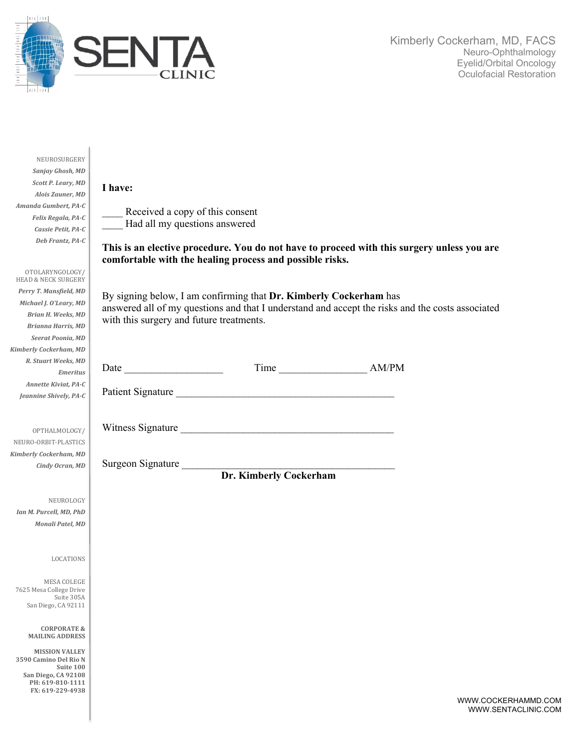**I have:**

____ Received a copy of this consent
____ Had all my questions answered

**This is an elective procedure. You do not have to proceed with this surgery unless you are comfortable with the healing process and possible risks.**

By signing below, I am confirming that **Dr. Kimberly Cockerham** has answered all of my questions and that I understand and accept the risks and the costs associated with this surgery and future treatments.

Date ___________________ Time ________________ AM/PM

Patient Signature __________________________________________

Witness Signature _________________________________________

Surgeon Signature _________________________________________
**Dr. Kimberly Cockerham**